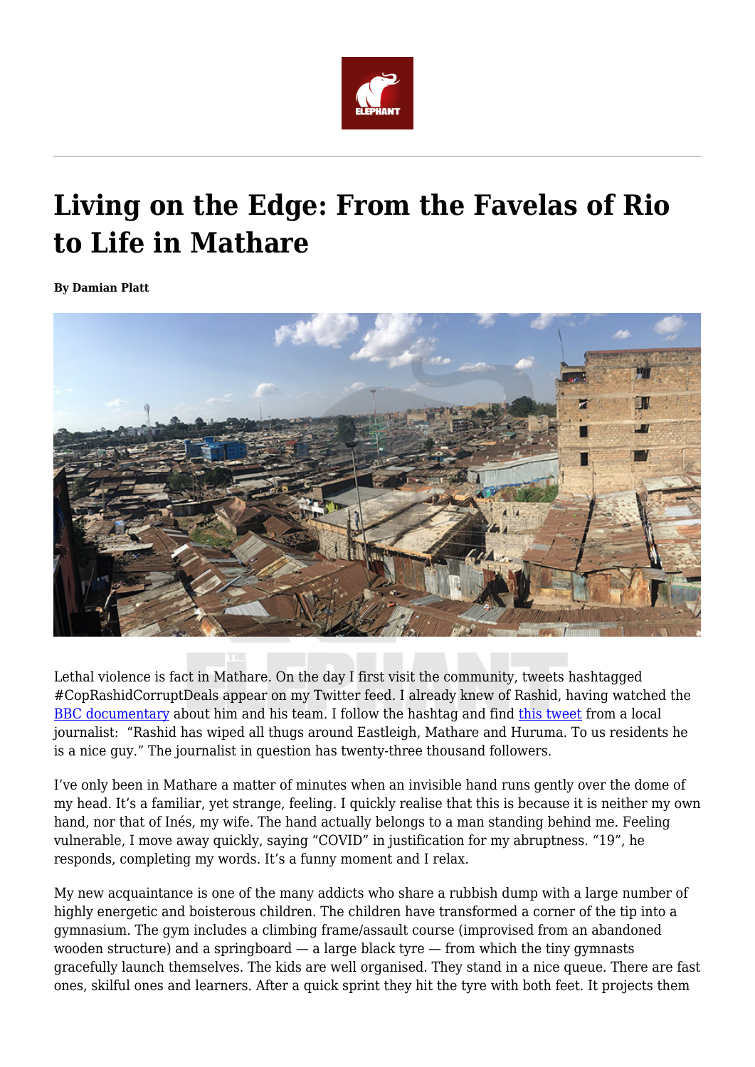# Living on the Edge: From the Favelas of Rio to Life in Mathare

**By Damian Platt**

Lethal violence is fact in Mathare. On the day I first visit the community, tweets hashtagged #CopRashidCorruptDeals appear on my Twitter feed. I already knew of Rashid, having watched the BBC documentary about him and his team. I follow the hashtag and find this tweet from a local journalist: "Rashid has wiped all thugs around Eastleigh, Mathare and Huruma. To us residents he is a nice guy." The journalist in question has twenty-three thousand followers.

I've only been in Mathare a matter of minutes when an invisible hand runs gently over the dome of my head. It's a familiar, yet strange, feeling. I quickly realise that this is because it is neither my own hand, nor that of Inés, my wife. The hand actually belongs to a man standing behind me. Feeling vulnerable, I move away quickly, saying "COVID" in justification for my abruptness. "19", he responds, completing my words. It's a funny moment and I relax.

My new acquaintance is one of the many addicts who share a rubbish dump with a large number of highly energetic and boisterous children. The children have transformed a corner of the tip into a gymnasium. The gym includes a climbing frame/assault course (improvised from an abandoned wooden structure) and a springboard — a large black tyre — from which the tiny gymnasts gracefully launch themselves. The kids are well organised. They stand in a nice queue. There are fast ones, skilful ones and learners. After a quick sprint they hit the tyre with both feet. It projects them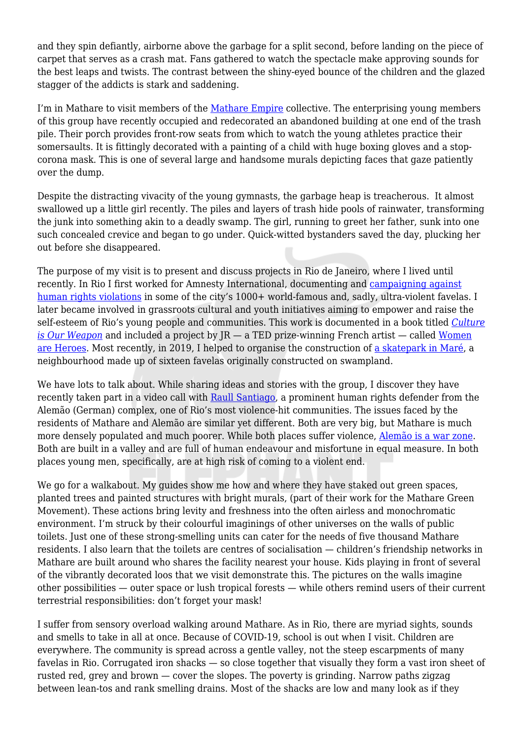and they spin defiantly, airborne above the garbage for a split second, before landing on the piece of carpet that serves as a crash mat. Fans gathered to watch the spectacle make approving sounds for the best leaps and twists. The contrast between the shiny-eyed bounce of the children and the glazed stagger of the addicts is stark and saddening.

I'm in Mathare to visit members of the Mathare Empire collective. The enterprising young members of this group have recently occupied and redecorated an abandoned building at one end of the trash pile. Their porch provides front-row seats from which to watch the young athletes practice their somersaults. It is fittingly decorated with a painting of a child with huge boxing gloves and a stop-corona mask. This is one of several large and handsome murals depicting faces that gaze patiently over the dump.

Despite the distracting vivacity of the young gymnasts, the garbage heap is treacherous. It almost swallowed up a little girl recently. The piles and layers of trash hide pools of rainwater, transforming the junk into something akin to a deadly swamp. The girl, running to greet her father, sunk into one such concealed crevice and began to go under. Quick-witted bystanders saved the day, plucking her out before she disappeared.

The purpose of my visit is to present and discuss projects in Rio de Janeiro, where I lived until recently. In Rio I first worked for Amnesty International, documenting and campaigning against human rights violations in some of the city's 1000+ world-famous and, sadly, ultra-violent favelas. I later became involved in grassroots cultural and youth initiatives aiming to empower and raise the self-esteem of Rio's young people and communities. This work is documented in a book titled *Culture is Our Weapon* and included a project by JR — a TED prize-winning French artist — called Women are Heroes. Most recently, in 2019, I helped to organise the construction of a skatepark in Maré, a neighbourhood made up of sixteen favelas originally constructed on swampland.

We have lots to talk about. While sharing ideas and stories with the group, I discover they have recently taken part in a video call with Raull Santiago, a prominent human rights defender from the Alemão (German) complex, one of Rio's most violence-hit communities. The issues faced by the residents of Mathare and Alemão are similar yet different. Both are very big, but Mathare is much more densely populated and much poorer. While both places suffer violence, Alemão is a war zone. Both are built in a valley and are full of human endeavour and misfortune in equal measure. In both places young men, specifically, are at high risk of coming to a violent end.

We go for a walkabout. My guides show me how and where they have staked out green spaces, planted trees and painted structures with bright murals, (part of their work for the Mathare Green Movement). These actions bring levity and freshness into the often airless and monochromatic environment. I'm struck by their colourful imaginings of other universes on the walls of public toilets. Just one of these strong-smelling units can cater for the needs of five thousand Mathare residents. I also learn that the toilets are centres of socialisation — children's friendship networks in Mathare are built around who shares the facility nearest your house. Kids playing in front of several of the vibrantly decorated loos that we visit demonstrate this. The pictures on the walls imagine other possibilities — outer space or lush tropical forests — while others remind users of their current terrestrial responsibilities: don't forget your mask!

I suffer from sensory overload walking around Mathare. As in Rio, there are myriad sights, sounds and smells to take in all at once. Because of COVID-19, school is out when I visit. Children are everywhere. The community is spread across a gentle valley, not the steep escarpments of many favelas in Rio. Corrugated iron shacks — so close together that visually they form a vast iron sheet of rusted red, grey and brown — cover the slopes. The poverty is grinding. Narrow paths zigzag between lean-tos and rank smelling drains. Most of the shacks are low and many look as if they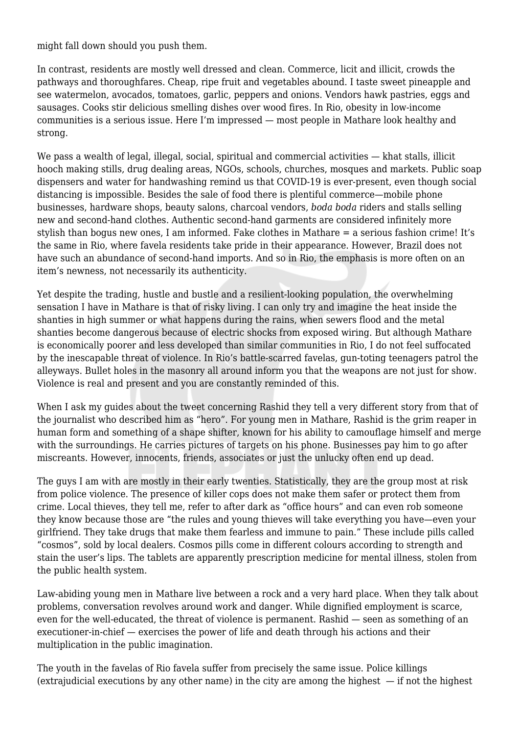might fall down should you push them.

In contrast, residents are mostly well dressed and clean. Commerce, licit and illicit, crowds the pathways and thoroughfares. Cheap, ripe fruit and vegetables abound. I taste sweet pineapple and see watermelon, avocados, tomatoes, garlic, peppers and onions. Vendors hawk pastries, eggs and sausages. Cooks stir delicious smelling dishes over wood fires. In Rio, obesity in low-income communities is a serious issue. Here I'm impressed — most people in Mathare look healthy and strong.

We pass a wealth of legal, illegal, social, spiritual and commercial activities — khat stalls, illicit hooch making stills, drug dealing areas, NGOs, schools, churches, mosques and markets. Public soap dispensers and water for handwashing remind us that COVID-19 is ever-present, even though social distancing is impossible. Besides the sale of food there is plentiful commerce—mobile phone businesses, hardware shops, beauty salons, charcoal vendors, *boda boda* riders and stalls selling new and second-hand clothes. Authentic second-hand garments are considered infinitely more stylish than bogus new ones, I am informed. Fake clothes in Mathare = a serious fashion crime! It's the same in Rio, where favela residents take pride in their appearance. However, Brazil does not have such an abundance of second-hand imports. And so in Rio, the emphasis is more often on an item's newness, not necessarily its authenticity.

Yet despite the trading, hustle and bustle and a resilient-looking population, the overwhelming sensation I have in Mathare is that of risky living. I can only try and imagine the heat inside the shanties in high summer or what happens during the rains, when sewers flood and the metal shanties become dangerous because of electric shocks from exposed wiring. But although Mathare is economically poorer and less developed than similar communities in Rio, I do not feel suffocated by the inescapable threat of violence. In Rio's battle-scarred favelas, gun-toting teenagers patrol the alleyways. Bullet holes in the masonry all around inform you that the weapons are not just for show. Violence is real and present and you are constantly reminded of this.

When I ask my guides about the tweet concerning Rashid they tell a very different story from that of the journalist who described him as "hero". For young men in Mathare, Rashid is the grim reaper in human form and something of a shape shifter, known for his ability to camouflage himself and merge with the surroundings. He carries pictures of targets on his phone. Businesses pay him to go after miscreants. However, innocents, friends, associates or just the unlucky often end up dead.

The guys I am with are mostly in their early twenties. Statistically, they are the group most at risk from police violence. The presence of killer cops does not make them safer or protect them from crime. Local thieves, they tell me, refer to after dark as "office hours" and can even rob someone they know because those are "the rules and young thieves will take everything you have—even your girlfriend. They take drugs that make them fearless and immune to pain." These include pills called "cosmos", sold by local dealers. Cosmos pills come in different colours according to strength and stain the user's lips. The tablets are apparently prescription medicine for mental illness, stolen from the public health system.

Law-abiding young men in Mathare live between a rock and a very hard place. When they talk about problems, conversation revolves around work and danger. While dignified employment is scarce, even for the well-educated, the threat of violence is permanent. Rashid — seen as something of an executioner-in-chief — exercises the power of life and death through his actions and their multiplication in the public imagination.

The youth in the favelas of Rio favela suffer from precisely the same issue. Police killings (extrajudicial executions by any other name) in the city are among the highest — if not the highest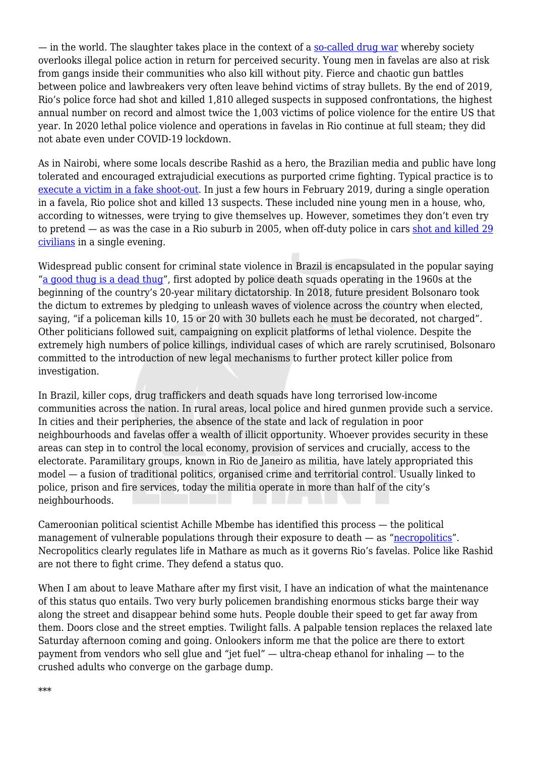— in the world. The slaughter takes place in the context of a so-called drug war whereby society overlooks illegal police action in return for perceived security. Young men in favelas are also at risk from gangs inside their communities who also kill without pity. Fierce and chaotic gun battles between police and lawbreakers very often leave behind victims of stray bullets. By the end of 2019, Rio's police force had shot and killed 1,810 alleged suspects in supposed confrontations, the highest annual number on record and almost twice the 1,003 victims of police violence for the entire US that year. In 2020 lethal police violence and operations in favelas in Rio continue at full steam; they did not abate even under COVID-19 lockdown.

As in Nairobi, where some locals describe Rashid as a hero, the Brazilian media and public have long tolerated and encouraged extrajudicial executions as purported crime fighting. Typical practice is to execute a victim in a fake shoot-out. In just a few hours in February 2019, during a single operation in a favela, Rio police shot and killed 13 suspects. These included nine young men in a house, who, according to witnesses, were trying to give themselves up. However, sometimes they don't even try to pretend — as was the case in a Rio suburb in 2005, when off-duty police in cars shot and killed 29 civilians in a single evening.

Widespread public consent for criminal state violence in Brazil is encapsulated in the popular saying "a good thug is a dead thug", first adopted by police death squads operating in the 1960s at the beginning of the country's 20-year military dictatorship. In 2018, future president Bolsonaro took the dictum to extremes by pledging to unleash waves of violence across the country when elected, saying, "if a policeman kills 10, 15 or 20 with 30 bullets each he must be decorated, not charged". Other politicians followed suit, campaigning on explicit platforms of lethal violence. Despite the extremely high numbers of police killings, individual cases of which are rarely scrutinised, Bolsonaro committed to the introduction of new legal mechanisms to further protect killer police from investigation.

In Brazil, killer cops, drug traffickers and death squads have long terrorised low-income communities across the nation. In rural areas, local police and hired gunmen provide such a service. In cities and their peripheries, the absence of the state and lack of regulation in poor neighbourhoods and favelas offer a wealth of illicit opportunity. Whoever provides security in these areas can step in to control the local economy, provision of services and crucially, access to the electorate. Paramilitary groups, known in Rio de Janeiro as militia, have lately appropriated this model — a fusion of traditional politics, organised crime and territorial control. Usually linked to police, prison and fire services, today the militia operate in more than half of the city's neighbourhoods.

Cameroonian political scientist Achille Mbembe has identified this process — the political management of vulnerable populations through their exposure to death — as "necropolitics". Necropolitics clearly regulates life in Mathare as much as it governs Rio's favelas. Police like Rashid are not there to fight crime. They defend a status quo.

When I am about to leave Mathare after my first visit, I have an indication of what the maintenance of this status quo entails. Two very burly policemen brandishing enormous sticks barge their way along the street and disappear behind some huts. People double their speed to get far away from them. Doors close and the street empties. Twilight falls. A palpable tension replaces the relaxed late Saturday afternoon coming and going. Onlookers inform me that the police are there to extort payment from vendors who sell glue and "jet fuel" — ultra-cheap ethanol for inhaling — to the crushed adults who converge on the garbage dump.

***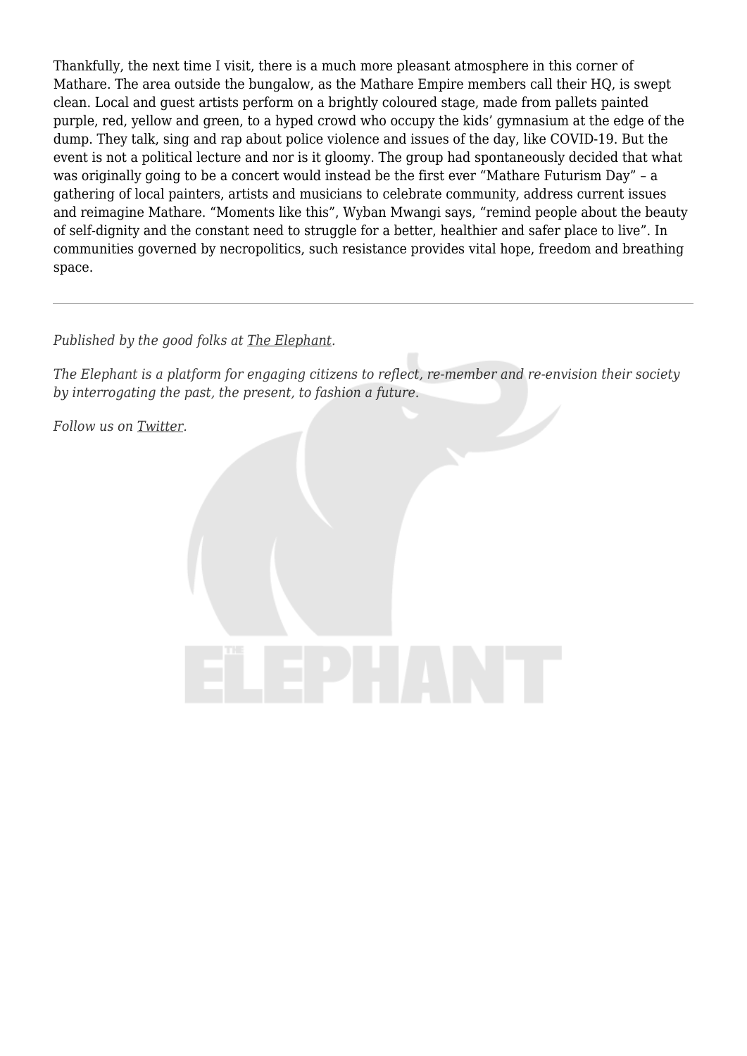Thankfully, the next time I visit, there is a much more pleasant atmosphere in this corner of Mathare. The area outside the bungalow, as the Mathare Empire members call their HQ, is swept clean. Local and guest artists perform on a brightly coloured stage, made from pallets painted purple, red, yellow and green, to a hyped crowd who occupy the kids' gymnasium at the edge of the dump. They talk, sing and rap about police violence and issues of the day, like COVID-19. But the event is not a political lecture and nor is it gloomy. The group had spontaneously decided that what was originally going to be a concert would instead be the first ever "Mathare Futurism Day" – a gathering of local painters, artists and musicians to celebrate community, address current issues and reimagine Mathare. "Moments like this", Wyban Mwangi says, "remind people about the beauty of self-dignity and the constant need to struggle for a better, healthier and safer place to live". In communities governed by necropolitics, such resistance provides vital hope, freedom and breathing space.

---

*Published by the good folks at The Elephant.*

*The Elephant is a platform for engaging citizens to reflect, re-member and re-envision their society by interrogating the past, the present, to fashion a future.*

*Follow us on Twitter.*